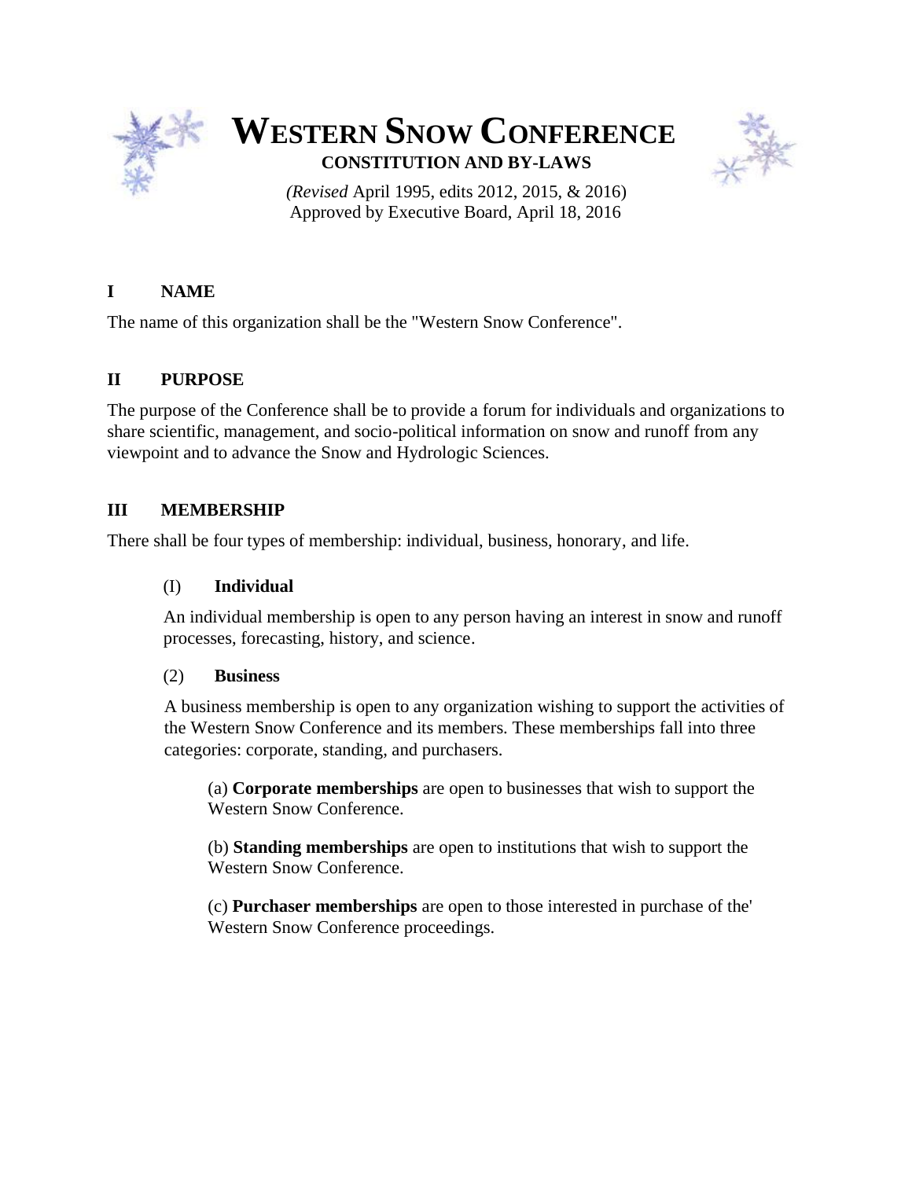# WESTERN SNOW CONFERENCE

**CONSTITUTION AND BY-LAWS**

*(Revised* April 1995, edits 2012, 2015, & 2016)
Approved by Executive Board, April 18, 2016

## I NAME

The name of this organization shall be the "Western Snow Conference".

## II PURPOSE

The purpose of the Conference shall be to provide a forum for individuals and organizations to share scientific, management, and socio-political information on snow and runoff from any viewpoint and to advance the Snow and Hydrologic Sciences.

## III MEMBERSHIP

There shall be four types of membership: individual, business, honorary, and life.

### (I) Individual

An individual membership is open to any person having an interest in snow and runoff processes, forecasting, history, and science.

### (2) Business

A business membership is open to any organization wishing to support the activities of the Western Snow Conference and its members. These memberships fall into three categories: corporate, standing, and purchasers.

(a) **Corporate memberships** are open to businesses that wish to support the Western Snow Conference.

(b) **Standing memberships** are open to institutions that wish to support the Western Snow Conference.

(c) **Purchaser memberships** are open to those interested in purchase of the' Western Snow Conference proceedings.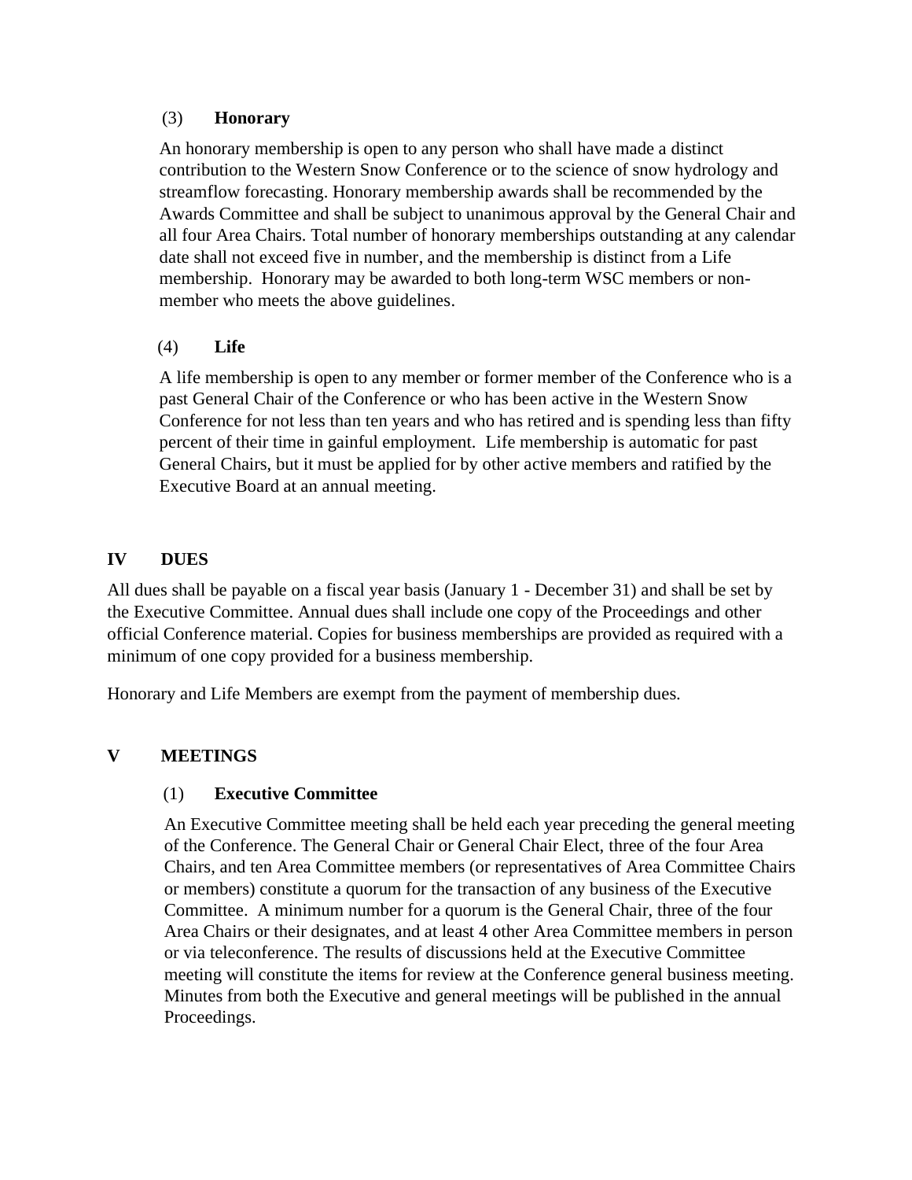### (3) **Honorary**

An honorary membership is open to any person who shall have made a distinct contribution to the Western Snow Conference or to the science of snow hydrology and streamflow forecasting. Honorary membership awards shall be recommended by the Awards Committee and shall be subject to unanimous approval by the General Chair and all four Area Chairs. Total number of honorary memberships outstanding at any calendar date shall not exceed five in number, and the membership is distinct from a Life membership. Honorary may be awarded to both long-term WSC members or non-member who meets the above guidelines.

### (4) **Life**

A life membership is open to any member or former member of the Conference who is a past General Chair of the Conference or who has been active in the Western Snow Conference for not less than ten years and who has retired and is spending less than fifty percent of their time in gainful employment. Life membership is automatic for past General Chairs, but it must be applied for by other active members and ratified by the Executive Board at an annual meeting.

## IV DUES

All dues shall be payable on a fiscal year basis (January 1 - December 31) and shall be set by the Executive Committee. Annual dues shall include one copy of the Proceedings and other official Conference material. Copies for business memberships are provided as required with a minimum of one copy provided for a business membership.

Honorary and Life Members are exempt from the payment of membership dues.

## V MEETINGS

### (1) **Executive Committee**

An Executive Committee meeting shall be held each year preceding the general meeting of the Conference. The General Chair or General Chair Elect, three of the four Area Chairs, and ten Area Committee members (or representatives of Area Committee Chairs or members) constitute a quorum for the transaction of any business of the Executive Committee. A minimum number for a quorum is the General Chair, three of the four Area Chairs or their designates, and at least 4 other Area Committee members in person or via teleconference. The results of discussions held at the Executive Committee meeting will constitute the items for review at the Conference general business meeting. Minutes from both the Executive and general meetings will be published in the annual Proceedings.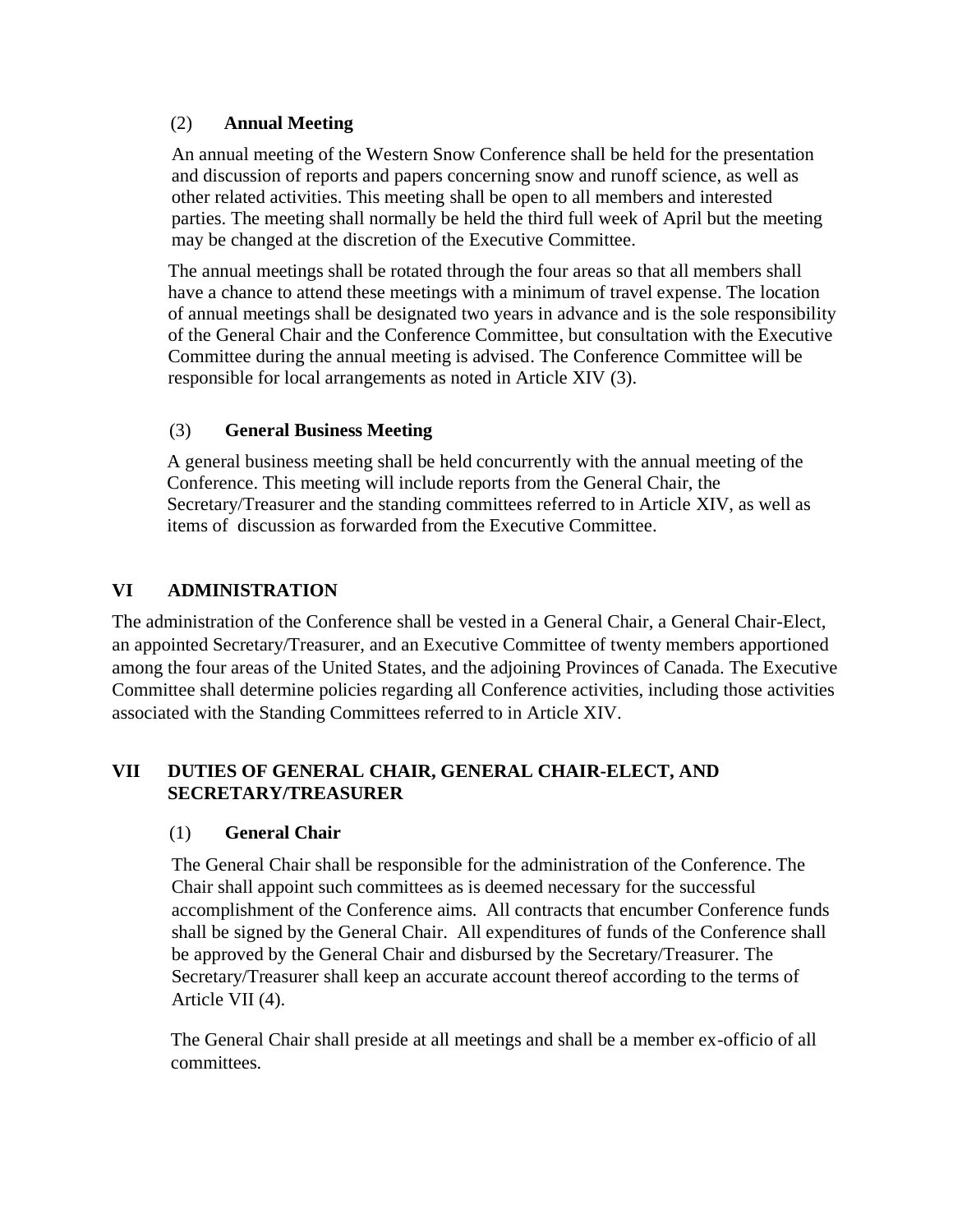(2) **Annual Meeting**

An annual meeting of the Western Snow Conference shall be held for the presentation and discussion of reports and papers concerning snow and runoff science, as well as other related activities. This meeting shall be open to all members and interested parties. The meeting shall normally be held the third full week of April but the meeting may be changed at the discretion of the Executive Committee.

The annual meetings shall be rotated through the four areas so that all members shall have a chance to attend these meetings with a minimum of travel expense. The location of annual meetings shall be designated two years in advance and is the sole responsibility of the General Chair and the Conference Committee, but consultation with the Executive Committee during the annual meeting is advised. The Conference Committee will be responsible for local arrangements as noted in Article XIV (3).

(3) **General Business Meeting**

A general business meeting shall be held concurrently with the annual meeting of the Conference. This meeting will include reports from the General Chair, the Secretary/Treasurer and the standing committees referred to in Article XIV, as well as items of discussion as forwarded from the Executive Committee.

## VI ADMINISTRATION

The administration of the Conference shall be vested in a General Chair, a General Chair-Elect, an appointed Secretary/Treasurer, and an Executive Committee of twenty members apportioned among the four areas of the United States, and the adjoining Provinces of Canada. The Executive Committee shall determine policies regarding all Conference activities, including those activities associated with the Standing Committees referred to in Article XIV.

## VII DUTIES OF GENERAL CHAIR, GENERAL CHAIR-ELECT, AND SECRETARY/TREASURER

(1) **General Chair**

The General Chair shall be responsible for the administration of the Conference. The Chair shall appoint such committees as is deemed necessary for the successful accomplishment of the Conference aims. All contracts that encumber Conference funds shall be signed by the General Chair. All expenditures of funds of the Conference shall be approved by the General Chair and disbursed by the Secretary/Treasurer. The Secretary/Treasurer shall keep an accurate account thereof according to the terms of Article VII (4).

The General Chair shall preside at all meetings and shall be a member ex-officio of all committees.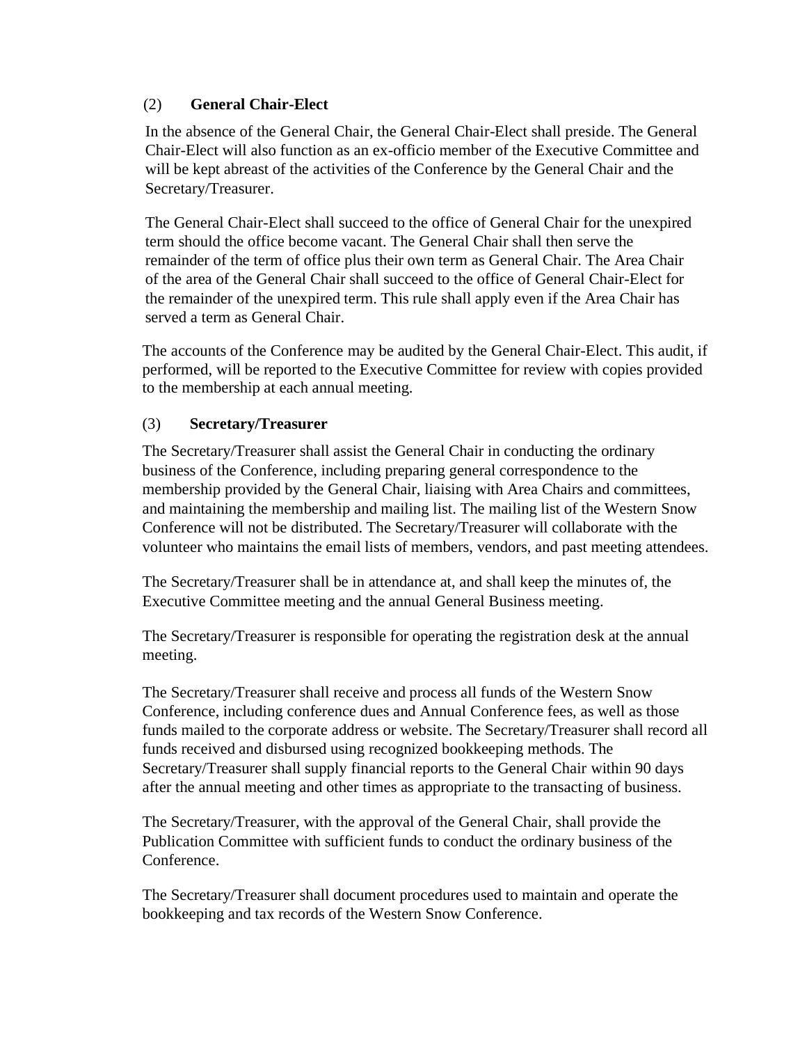(2) **General Chair-Elect**

In the absence of the General Chair, the General Chair-Elect shall preside. The General Chair-Elect will also function as an ex-officio member of the Executive Committee and will be kept abreast of the activities of the Conference by the General Chair and the Secretary/Treasurer.

The General Chair-Elect shall succeed to the office of General Chair for the unexpired term should the office become vacant. The General Chair shall then serve the remainder of the term of office plus their own term as General Chair. The Area Chair of the area of the General Chair shall succeed to the office of General Chair-Elect for the remainder of the unexpired term. This rule shall apply even if the Area Chair has served a term as General Chair.

The accounts of the Conference may be audited by the General Chair-Elect. This audit, if performed, will be reported to the Executive Committee for review with copies provided to the membership at each annual meeting.

(3) **Secretary/Treasurer**

The Secretary/Treasurer shall assist the General Chair in conducting the ordinary business of the Conference, including preparing general correspondence to the membership provided by the General Chair, liaising with Area Chairs and committees, and maintaining the membership and mailing list. The mailing list of the Western Snow Conference will not be distributed. The Secretary/Treasurer will collaborate with the volunteer who maintains the email lists of members, vendors, and past meeting attendees.

The Secretary/Treasurer shall be in attendance at, and shall keep the minutes of, the Executive Committee meeting and the annual General Business meeting.

The Secretary/Treasurer is responsible for operating the registration desk at the annual meeting.

The Secretary/Treasurer shall receive and process all funds of the Western Snow Conference, including conference dues and Annual Conference fees, as well as those funds mailed to the corporate address or website. The Secretary/Treasurer shall record all funds received and disbursed using recognized bookkeeping methods. The Secretary/Treasurer shall supply financial reports to the General Chair within 90 days after the annual meeting and other times as appropriate to the transacting of business.

The Secretary/Treasurer, with the approval of the General Chair, shall provide the Publication Committee with sufficient funds to conduct the ordinary business of the Conference.

The Secretary/Treasurer shall document procedures used to maintain and operate the bookkeeping and tax records of the Western Snow Conference.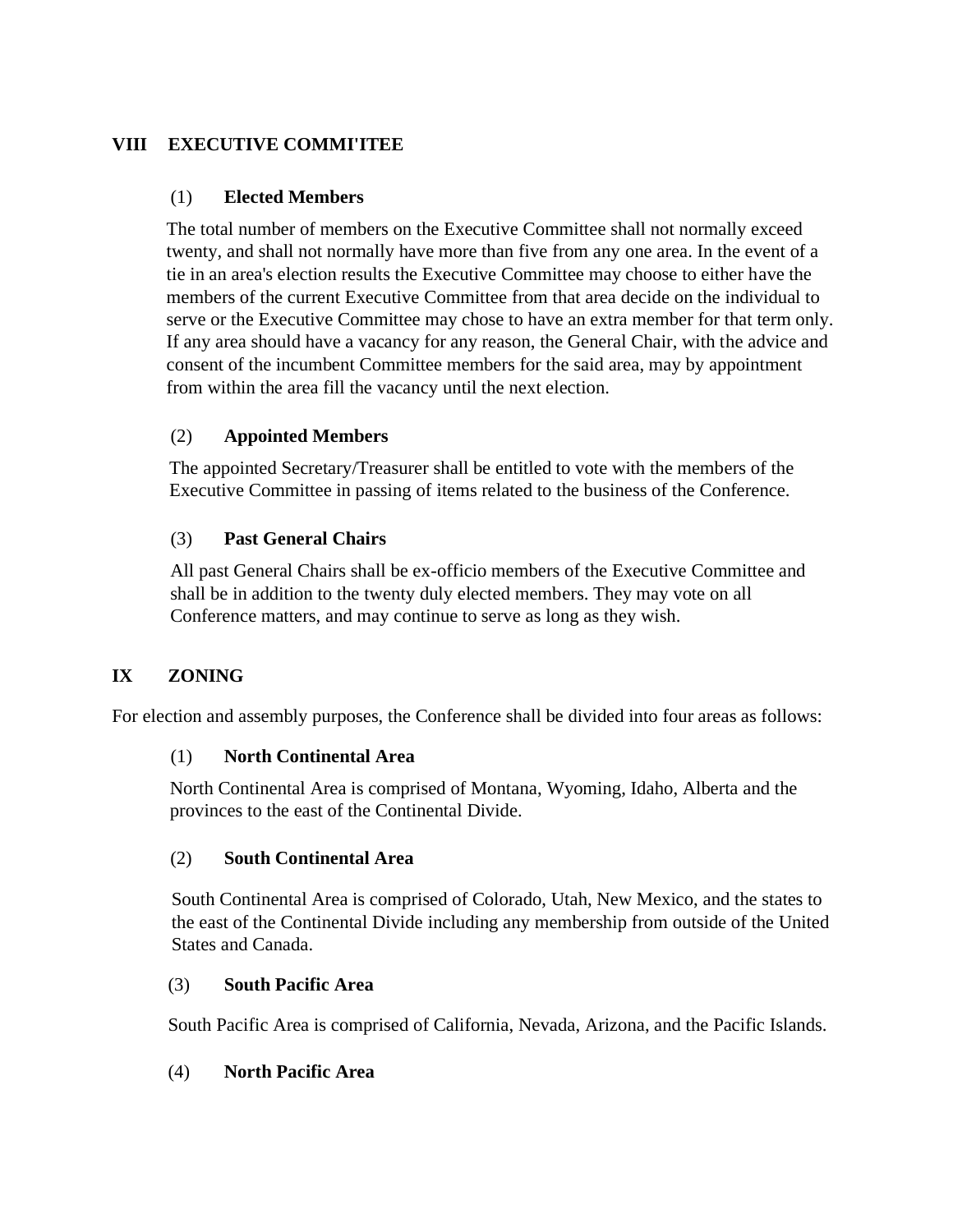## VIII EXECUTIVE COMMI'ITEE

### (1) Elected Members

The total number of members on the Executive Committee shall not normally exceed twenty, and shall not normally have more than five from any one area. In the event of a tie in an area's election results the Executive Committee may choose to either have the members of the current Executive Committee from that area decide on the individual to serve or the Executive Committee may chose to have an extra member for that term only. If any area should have a vacancy for any reason, the General Chair, with the advice and consent of the incumbent Committee members for the said area, may by appointment from within the area fill the vacancy until the next election.

### (2) Appointed Members

The appointed Secretary/Treasurer shall be entitled to vote with the members of the Executive Committee in passing of items related to the business of the Conference.

### (3) Past General Chairs

All past General Chairs shall be ex-officio members of the Executive Committee and shall be in addition to the twenty duly elected members. They may vote on all Conference matters, and may continue to serve as long as they wish.

## IX ZONING

For election and assembly purposes, the Conference shall be divided into four areas as follows:

### (1) North Continental Area

North Continental Area is comprised of Montana, Wyoming, Idaho, Alberta and the provinces to the east of the Continental Divide.

### (2) South Continental Area

South Continental Area is comprised of Colorado, Utah, New Mexico, and the states to the east of the Continental Divide including any membership from outside of the United States and Canada.

### (3) South Pacific Area

South Pacific Area is comprised of California, Nevada, Arizona, and the Pacific Islands.

### (4) North Pacific Area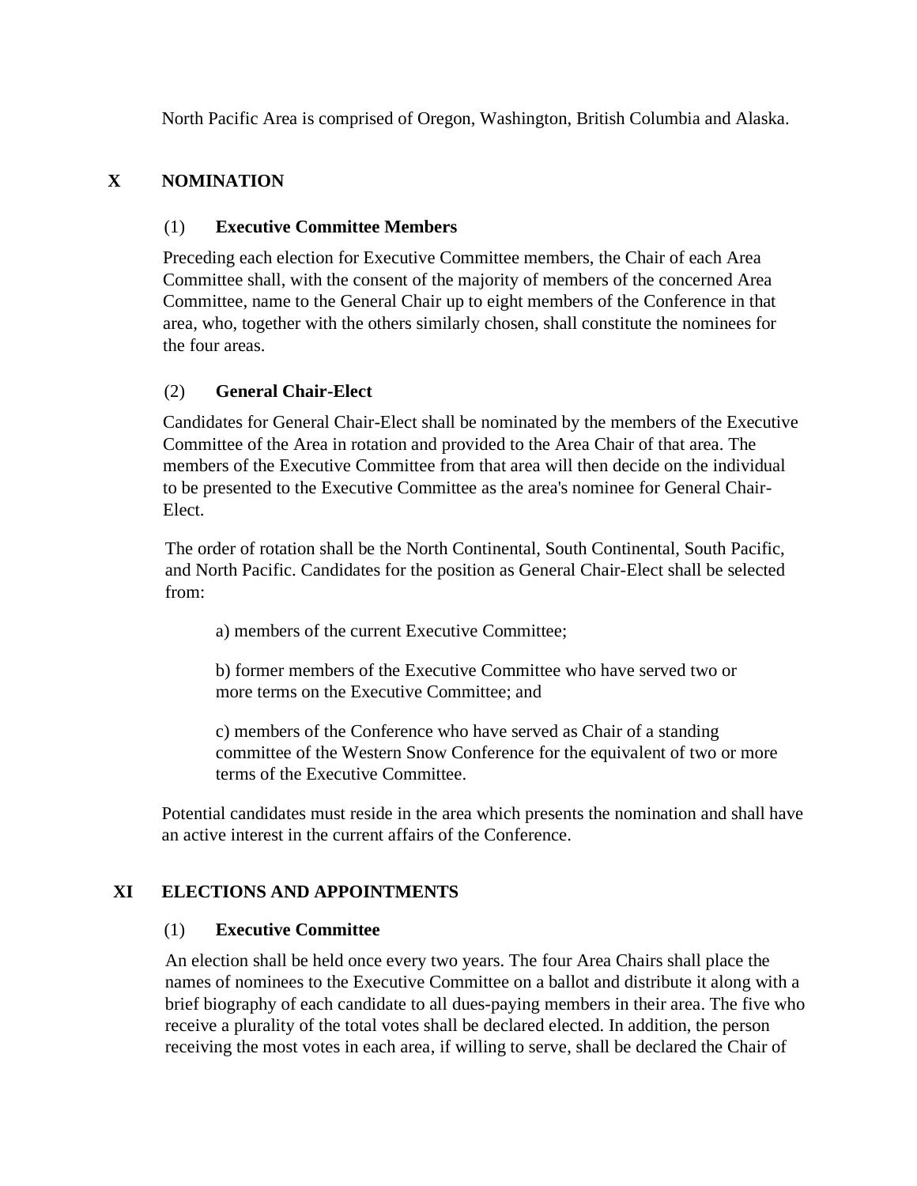North Pacific Area is comprised of Oregon, Washington, British Columbia and Alaska.

## X NOMINATION

### (1) Executive Committee Members

Preceding each election for Executive Committee members, the Chair of each Area Committee shall, with the consent of the majority of members of the concerned Area Committee, name to the General Chair up to eight members of the Conference in that area, who, together with the others similarly chosen, shall constitute the nominees for the four areas.

### (2) General Chair-Elect

Candidates for General Chair-Elect shall be nominated by the members of the Executive Committee of the Area in rotation and provided to the Area Chair of that area. The members of the Executive Committee from that area will then decide on the individual to be presented to the Executive Committee as the area's nominee for General Chair-Elect.

The order of rotation shall be the North Continental, South Continental, South Pacific, and North Pacific. Candidates for the position as General Chair-Elect shall be selected from:

a) members of the current Executive Committee;

b) former members of the Executive Committee who have served two or more terms on the Executive Committee; and

c) members of the Conference who have served as Chair of a standing committee of the Western Snow Conference for the equivalent of two or more terms of the Executive Committee.

Potential candidates must reside in the area which presents the nomination and shall have an active interest in the current affairs of the Conference.

## XI ELECTIONS AND APPOINTMENTS

### (1) Executive Committee

An election shall be held once every two years. The four Area Chairs shall place the names of nominees to the Executive Committee on a ballot and distribute it along with a brief biography of each candidate to all dues-paying members in their area. The five who receive a plurality of the total votes shall be declared elected. In addition, the person receiving the most votes in each area, if willing to serve, shall be declared the Chair of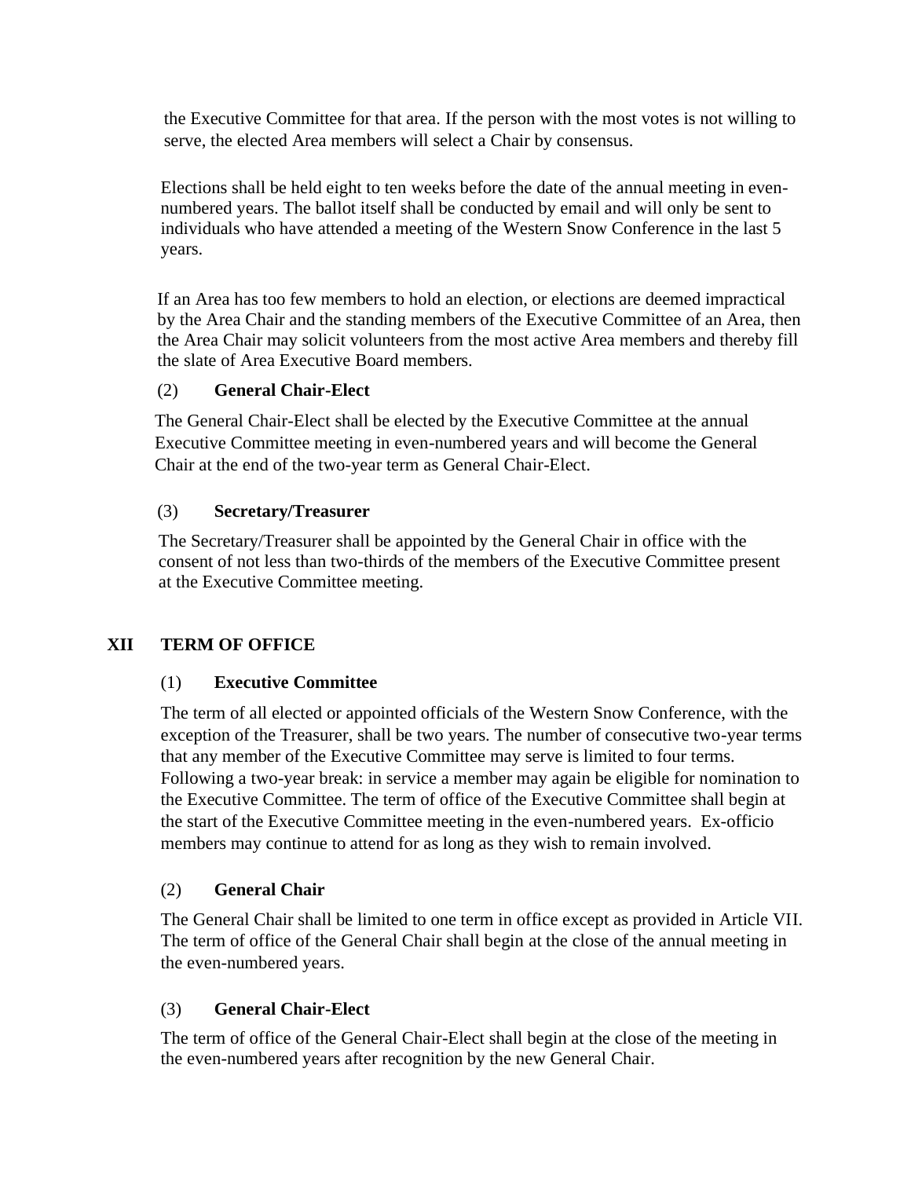the Executive Committee for that area. If the person with the most votes is not willing to serve, the elected Area members will select a Chair by consensus.

Elections shall be held eight to ten weeks before the date of the annual meeting in even-numbered years. The ballot itself shall be conducted by email and will only be sent to individuals who have attended a meeting of the Western Snow Conference in the last 5 years.

If an Area has too few members to hold an election, or elections are deemed impractical by the Area Chair and the standing members of the Executive Committee of an Area, then the Area Chair may solicit volunteers from the most active Area members and thereby fill the slate of Area Executive Board members.

(2) **General Chair-Elect**

The General Chair-Elect shall be elected by the Executive Committee at the annual Executive Committee meeting in even-numbered years and will become the General Chair at the end of the two-year term as General Chair-Elect.

(3) **Secretary/Treasurer**

The Secretary/Treasurer shall be appointed by the General Chair in office with the consent of not less than two-thirds of the members of the Executive Committee present at the Executive Committee meeting.

## XII TERM OF OFFICE

(1) **Executive Committee**

The term of all elected or appointed officials of the Western Snow Conference, with the exception of the Treasurer, shall be two years. The number of consecutive two-year terms that any member of the Executive Committee may serve is limited to four terms. Following a two-year break: in service a member may again be eligible for nomination to the Executive Committee. The term of office of the Executive Committee shall begin at the start of the Executive Committee meeting in the even-numbered years. Ex-officio members may continue to attend for as long as they wish to remain involved.

(2) **General Chair**

The General Chair shall be limited to one term in office except as provided in Article VII. The term of office of the General Chair shall begin at the close of the annual meeting in the even-numbered years.

(3) **General Chair-Elect**

The term of office of the General Chair-Elect shall begin at the close of the meeting in the even-numbered years after recognition by the new General Chair.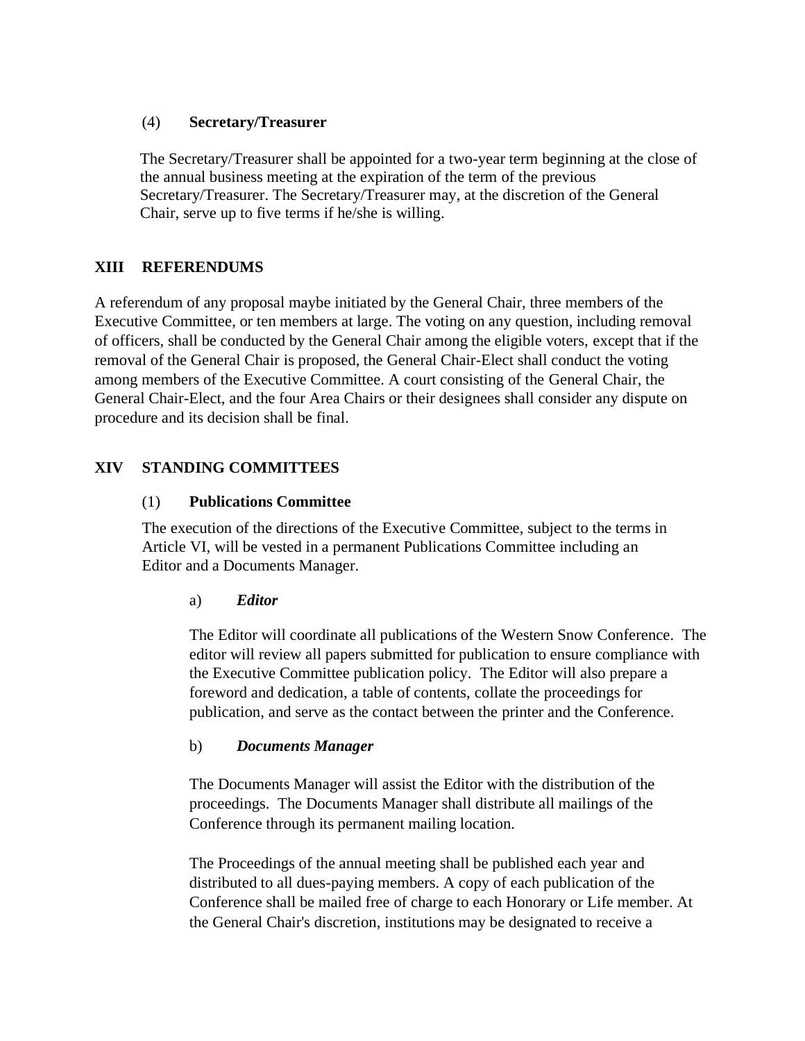### (4) **Secretary/Treasurer**

The Secretary/Treasurer shall be appointed for a two-year term beginning at the close of the annual business meeting at the expiration of the term of the previous Secretary/Treasurer. The Secretary/Treasurer may, at the discretion of the General Chair, serve up to five terms if he/she is willing.

## XIII REFERENDUMS

A referendum of any proposal maybe initiated by the General Chair, three members of the Executive Committee, or ten members at large. The voting on any question, including removal of officers, shall be conducted by the General Chair among the eligible voters, except that if the removal of the General Chair is proposed, the General Chair-Elect shall conduct the voting among members of the Executive Committee. A court consisting of the General Chair, the General Chair-Elect, and the four Area Chairs or their designees shall consider any dispute on procedure and its decision shall be final.

## XIV STANDING COMMITTEES

### (1) **Publications Committee**

The execution of the directions of the Executive Committee, subject to the terms in Article VI, will be vested in a permanent Publications Committee including an Editor and a Documents Manager.

#### a) ***Editor***

The Editor will coordinate all publications of the Western Snow Conference. The editor will review all papers submitted for publication to ensure compliance with the Executive Committee publication policy. The Editor will also prepare a foreword and dedication, a table of contents, collate the proceedings for publication, and serve as the contact between the printer and the Conference.

#### b) ***Documents Manager***

The Documents Manager will assist the Editor with the distribution of the proceedings. The Documents Manager shall distribute all mailings of the Conference through its permanent mailing location.

The Proceedings of the annual meeting shall be published each year and distributed to all dues-paying members. A copy of each publication of the Conference shall be mailed free of charge to each Honorary or Life member. At the General Chair's discretion, institutions may be designated to receive a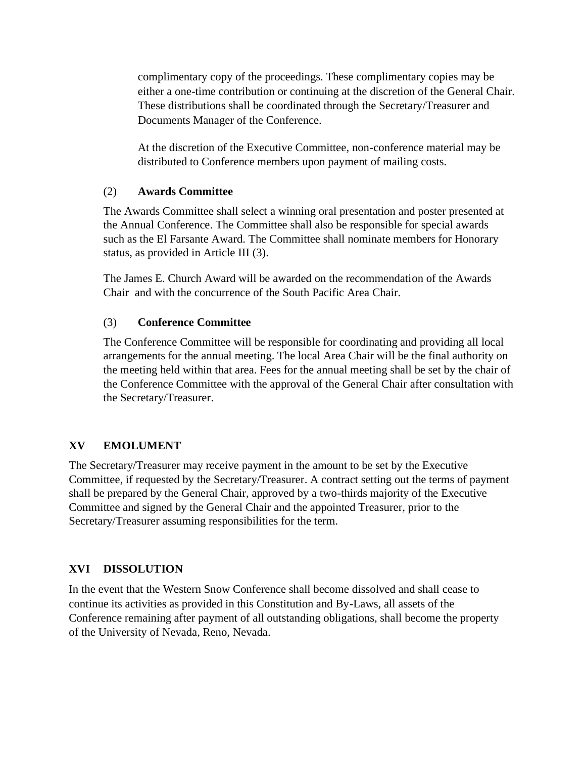complimentary copy of the proceedings. These complimentary copies may be either a one-time contribution or continuing at the discretion of the General Chair. These distributions shall be coordinated through the Secretary/Treasurer and Documents Manager of the Conference.

At the discretion of the Executive Committee, non-conference material may be distributed to Conference members upon payment of mailing costs.

(2) **Awards Committee**

The Awards Committee shall select a winning oral presentation and poster presented at the Annual Conference. The Committee shall also be responsible for special awards such as the El Farsante Award. The Committee shall nominate members for Honorary status, as provided in Article III (3).

The James E. Church Award will be awarded on the recommendation of the Awards Chair and with the concurrence of the South Pacific Area Chair.

(3) **Conference Committee**

The Conference Committee will be responsible for coordinating and providing all local arrangements for the annual meeting. The local Area Chair will be the final authority on the meeting held within that area. Fees for the annual meeting shall be set by the chair of the Conference Committee with the approval of the General Chair after consultation with the Secretary/Treasurer.

## XV EMOLUMENT

The Secretary/Treasurer may receive payment in the amount to be set by the Executive Committee, if requested by the Secretary/Treasurer. A contract setting out the terms of payment shall be prepared by the General Chair, approved by a two-thirds majority of the Executive Committee and signed by the General Chair and the appointed Treasurer, prior to the Secretary/Treasurer assuming responsibilities for the term.

## XVI DISSOLUTION

In the event that the Western Snow Conference shall become dissolved and shall cease to continue its activities as provided in this Constitution and By-Laws, all assets of the Conference remaining after payment of all outstanding obligations, shall become the property of the University of Nevada, Reno, Nevada.